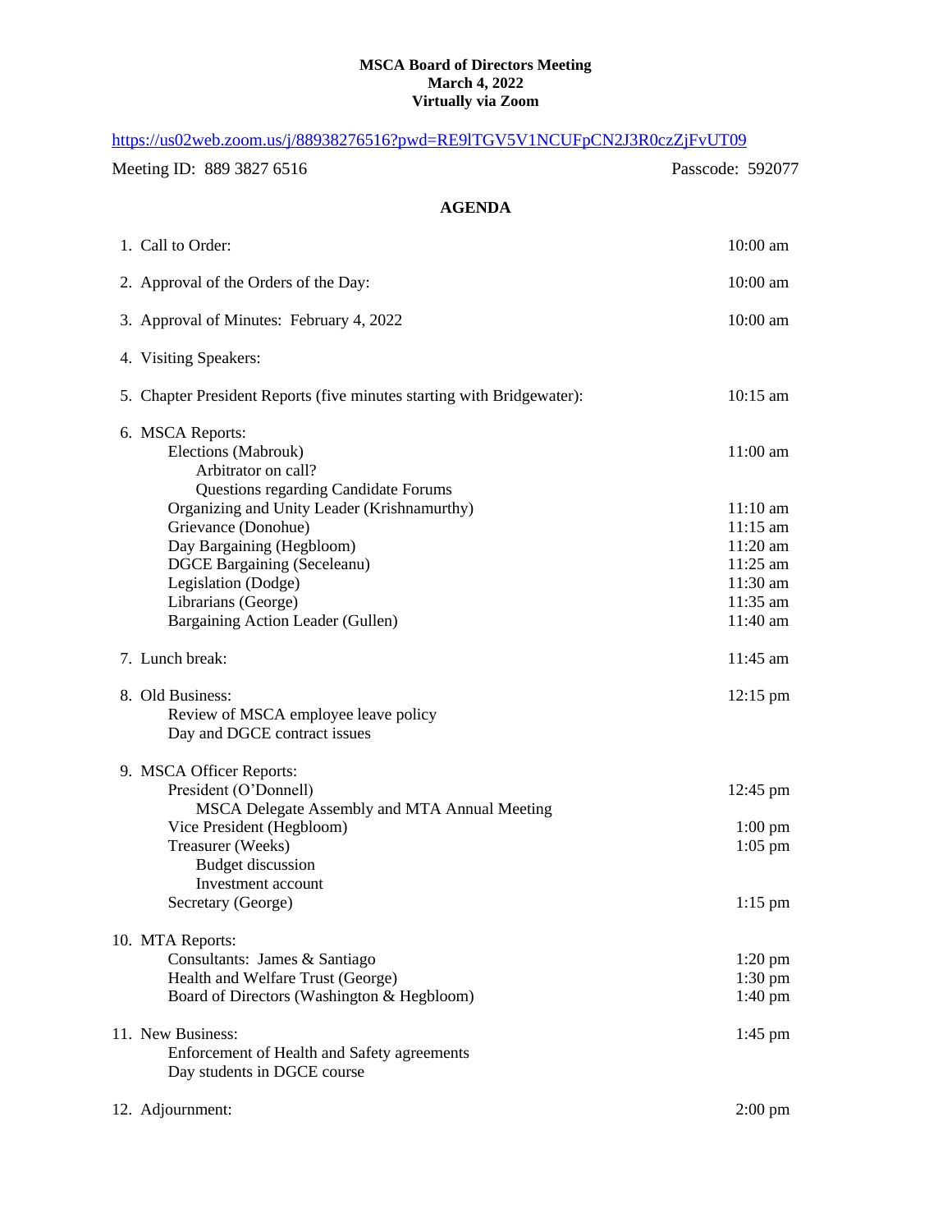**MSCA Board of Directors Meeting**
**March 4, 2022**
**Virtually via Zoom**

https://us02web.zoom.us/j/88938276516?pwd=RE9lTGV5V1NCUFpCN2J3R0czZjFvUT09

Meeting ID: 889 3827 6516 Passcode: 592077

## AGENDA

| | |
|---|---|
| 1. Call to Order: | 10:00 am |
| 2. Approval of the Orders of the Day: | 10:00 am |
| 3. Approval of Minutes: February 4, 2022 | 10:00 am |
| 4. Visiting Speakers: | |
| 5. Chapter President Reports (five minutes starting with Bridgewater): | 10:15 am |
| 6. MSCA Reports: | |
| Elections (Mabrouk) | 11:00 am |
| Arbitrator on call? | |
| Questions regarding Candidate Forums | |
| Organizing and Unity Leader (Krishnamurthy) | 11:10 am |
| Grievance (Donohue) | 11:15 am |
| Day Bargaining (Hegbloom) | 11:20 am |
| DGCE Bargaining (Seceleanu) | 11:25 am |
| Legislation (Dodge) | 11:30 am |
| Librarians (George) | 11:35 am |
| Bargaining Action Leader (Gullen) | 11:40 am |
| 7. Lunch break: | 11:45 am |
| 8. Old Business: | 12:15 pm |
| Review of MSCA employee leave policy | |
| Day and DGCE contract issues | |
| 9. MSCA Officer Reports: | |
| President (O'Donnell) | 12:45 pm |
| MSCA Delegate Assembly and MTA Annual Meeting | |
| Vice President (Hegbloom) | 1:00 pm |
| Treasurer (Weeks) | 1:05 pm |
| Budget discussion | |
| Investment account | |
| Secretary (George) | 1:15 pm |
| 10. MTA Reports: | |
| Consultants: James & Santiago | 1:20 pm |
| Health and Welfare Trust (George) | 1:30 pm |
| Board of Directors (Washington & Hegbloom) | 1:40 pm |
| 11. New Business: | 1:45 pm |
| Enforcement of Health and Safety agreements | |
| Day students in DGCE course | |
| 12. Adjournment: | 2:00 pm |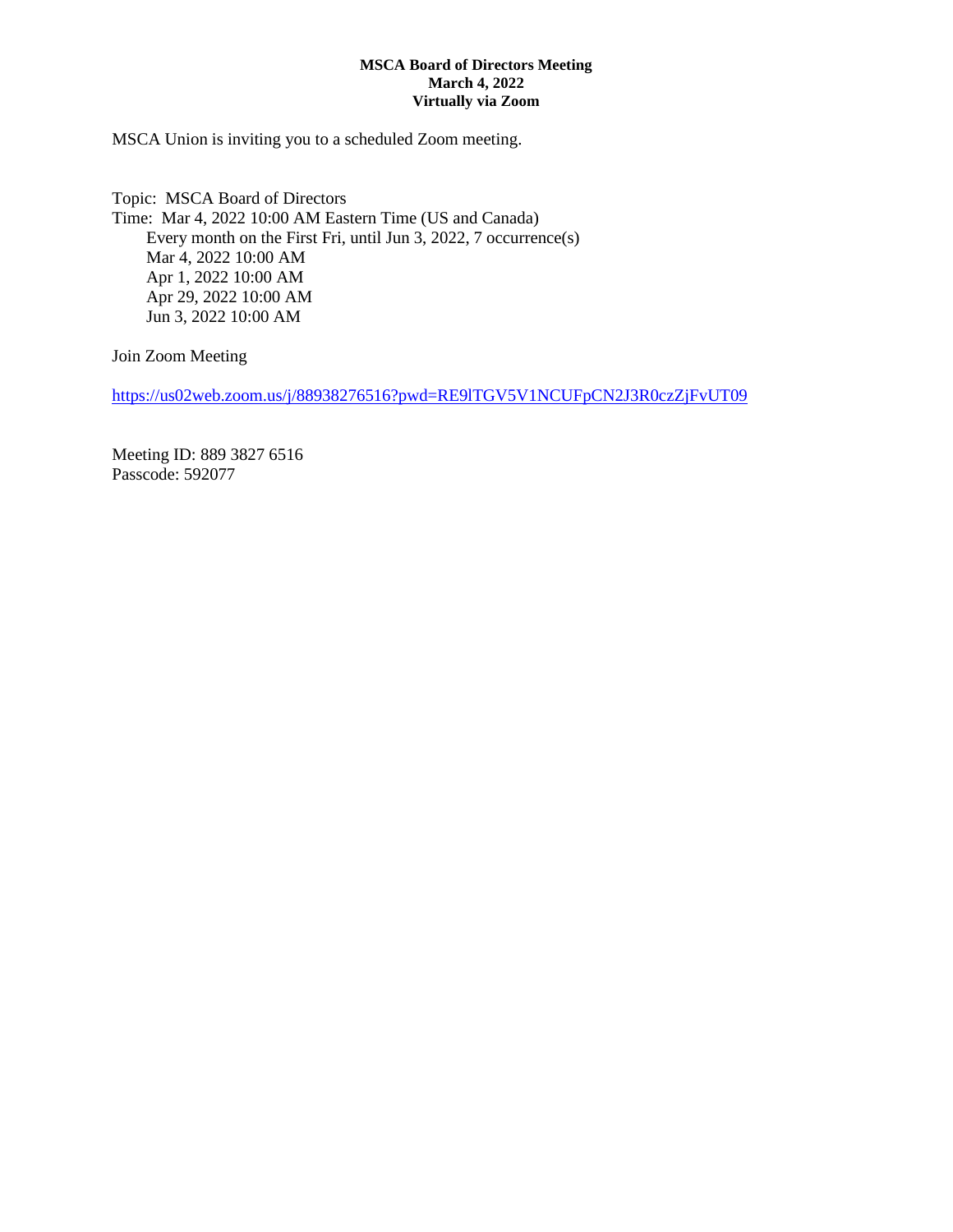**MSCA Board of Directors Meeting**
**March 4, 2022**
**Virtually via Zoom**

MSCA Union is inviting you to a scheduled Zoom meeting.

Topic: MSCA Board of Directors
Time: Mar 4, 2022 10:00 AM Eastern Time (US and Canada)
Every month on the First Fri, until Jun 3, 2022, 7 occurrence(s)
Mar 4, 2022 10:00 AM
Apr 1, 2022 10:00 AM
Apr 29, 2022 10:00 AM
Jun 3, 2022 10:00 AM

Join Zoom Meeting

https://us02web.zoom.us/j/88938276516?pwd=RE9lTGV5V1NCUFpCN2J3R0czZjFvUT09

Meeting ID: 889 3827 6516
Passcode: 592077